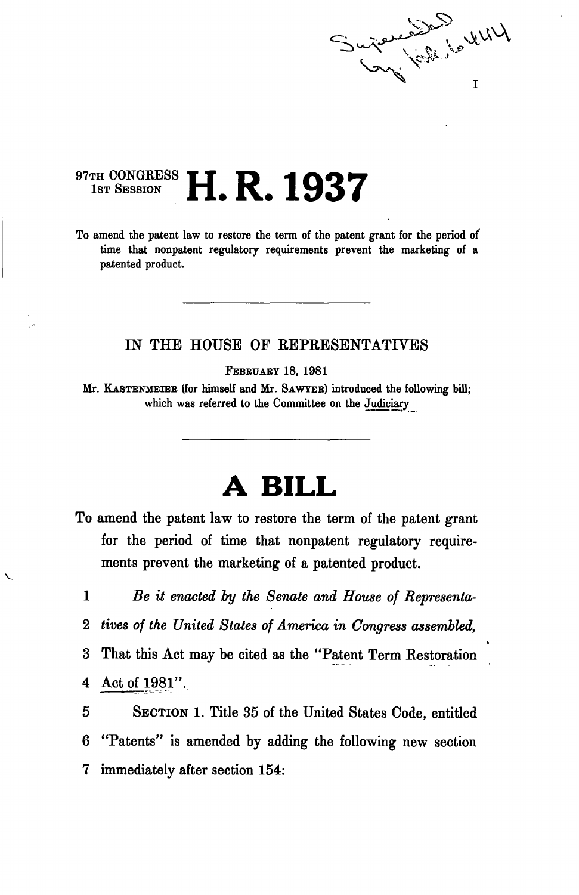I

97TH CONGRESS
1ST SESSION

# H. R. 1937

To amend the patent law to restore the term of the patent grant for the period of time that nonpatent regulatory requirements prevent the marketing of a patented product.

---

IN THE HOUSE OF REPRESENTATIVES

FEBRUARY 18, 1981

Mr. KASTENMEIER (for himself and Mr. SAWYER) introduced the following bill; which was referred to the Committee on the Judiciary

---

# A BILL

To amend the patent law to restore the term of the patent grant for the period of time that nonpatent regulatory requirements prevent the marketing of a patented product.

1 *Be it enacted by the Senate and House of Representa-*
2 *tives of the United States of America in Congress assembled,*
3 That this Act may be cited as the "Patent Term Restoration
4 Act of 1981".
5 SECTION 1. Title 35 of the United States Code, entitled
6 "Patents" is amended by adding the following new section
7 immediately after section 154: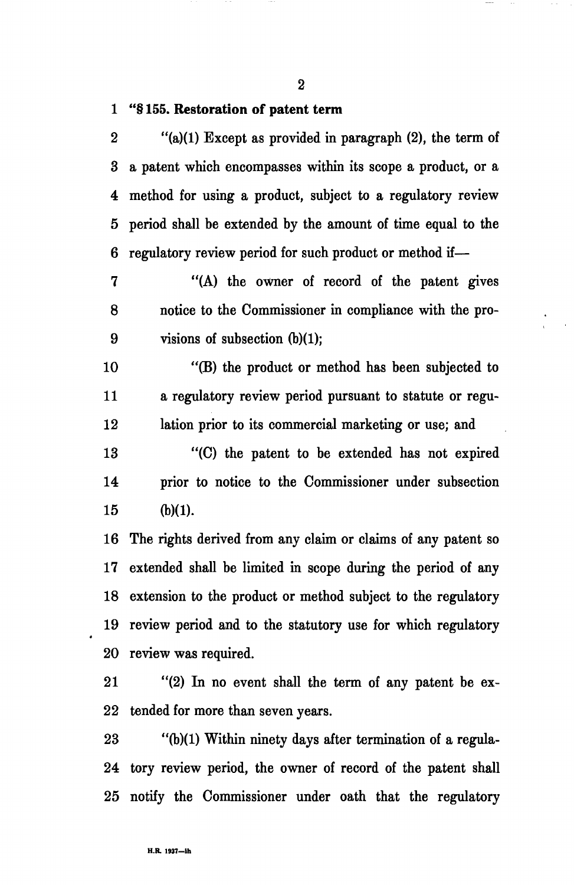**"§ 155. Restoration of patent term**

"(a)(1) Except as provided in paragraph (2), the term of a patent which encompasses within its scope a product, or a method for using a product, subject to a regulatory review period shall be extended by the amount of time equal to the regulatory review period for such product or method if—

"(A) the owner of record of the patent gives notice to the Commissioner in compliance with the provisions of subsection (b)(1);

"(B) the product or method has been subjected to a regulatory review period pursuant to statute or regulation prior to its commercial marketing or use; and

"(C) the patent to be extended has not expired prior to notice to the Commissioner under subsection (b)(1).

The rights derived from any claim or claims of any patent so extended shall be limited in scope during the period of any extension to the product or method subject to the regulatory review period and to the statutory use for which regulatory review was required.

"(2) In no event shall the term of any patent be extended for more than seven years.

"(b)(1) Within ninety days after termination of a regulatory review period, the owner of record of the patent shall notify the Commissioner under oath that the regulatory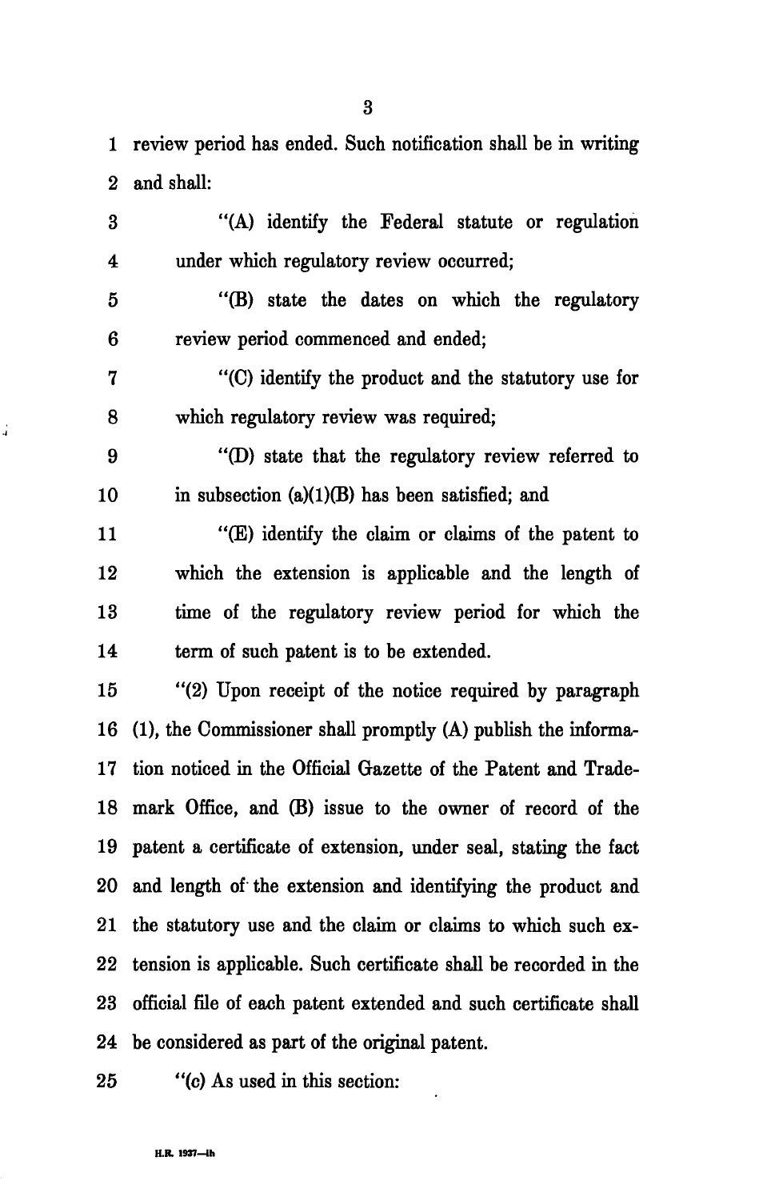review period has ended. Such notification shall be in writing and shall:

"(A) identify the Federal statute or regulation under which regulatory review occurred;

"(B) state the dates on which the regulatory review period commenced and ended;

"(C) identify the product and the statutory use for which regulatory review was required;

"(D) state that the regulatory review referred to in subsection (a)(1)(B) has been satisfied; and

"(E) identify the claim or claims of the patent to which the extension is applicable and the length of time of the regulatory review period for which the term of such patent is to be extended.

"(2) Upon receipt of the notice required by paragraph (1), the Commissioner shall promptly (A) publish the information noticed in the Official Gazette of the Patent and Trademark Office, and (B) issue to the owner of record of the patent a certificate of extension, under seal, stating the fact and length of the extension and identifying the product and the statutory use and the claim or claims to which such extension is applicable. Such certificate shall be recorded in the official file of each patent extended and such certificate shall be considered as part of the original patent.

"(c) As used in this section: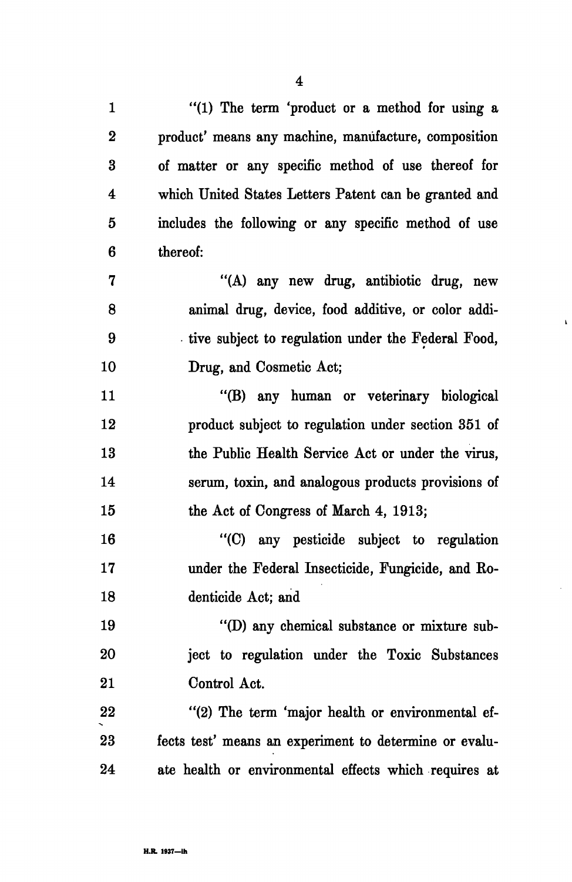"(1) The term 'product or a method for using a product' means any machine, manufacture, composition of matter or any specific method of use thereof for which United States Letters Patent can be granted and includes the following or any specific method of use thereof:

"(A) any new drug, antibiotic drug, new animal drug, device, food additive, or color additive subject to regulation under the Federal Food, Drug, and Cosmetic Act;

"(B) any human or veterinary biological product subject to regulation under section 351 of the Public Health Service Act or under the virus, serum, toxin, and analogous products provisions of the Act of Congress of March 4, 1913;

"(C) any pesticide subject to regulation under the Federal Insecticide, Fungicide, and Rodenticide Act; and

"(D) any chemical substance or mixture subject to regulation under the Toxic Substances Control Act.

"(2) The term 'major health or environmental effects test' means an experiment to determine or evaluate health or environmental effects which requires at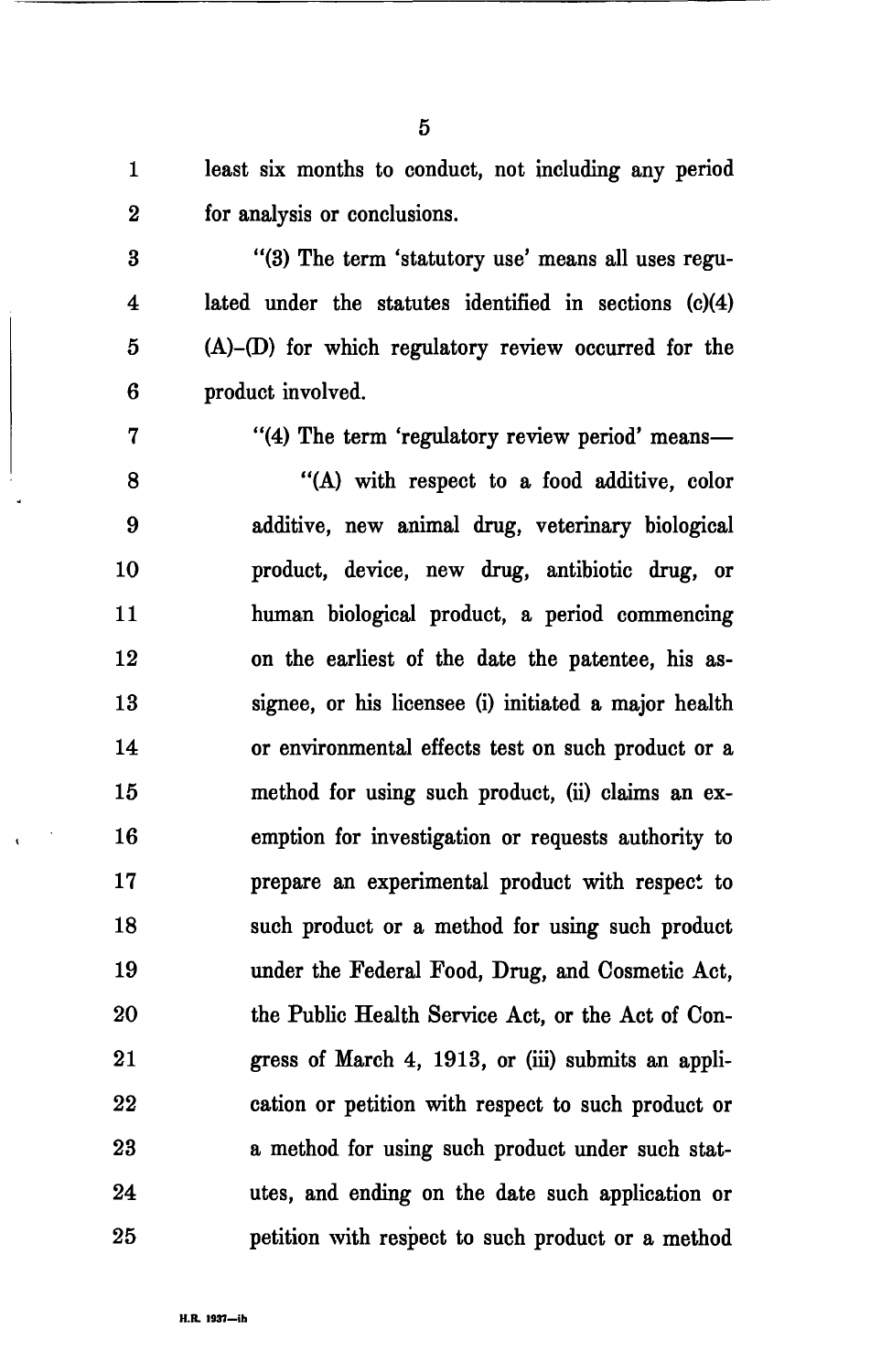least six months to conduct, not including any period for analysis or conclusions.

"(3) The term 'statutory use' means all uses regulated under the statutes identified in sections (c)(4) (A)–(D) for which regulatory review occurred for the product involved.

"(4) The term 'regulatory review period' means—

"(A) with respect to a food additive, color additive, new animal drug, veterinary biological product, device, new drug, antibiotic drug, or human biological product, a period commencing on the earliest of the date the patentee, his assignee, or his licensee (i) initiated a major health or environmental effects test on such product or a method for using such product, (ii) claims an exemption for investigation or requests authority to prepare an experimental product with respect to such product or a method for using such product under the Federal Food, Drug, and Cosmetic Act, the Public Health Service Act, or the Act of Congress of March 4, 1913, or (iii) submits an application or petition with respect to such product or a method for using such product under such statutes, and ending on the date such application or petition with respect to such product or a method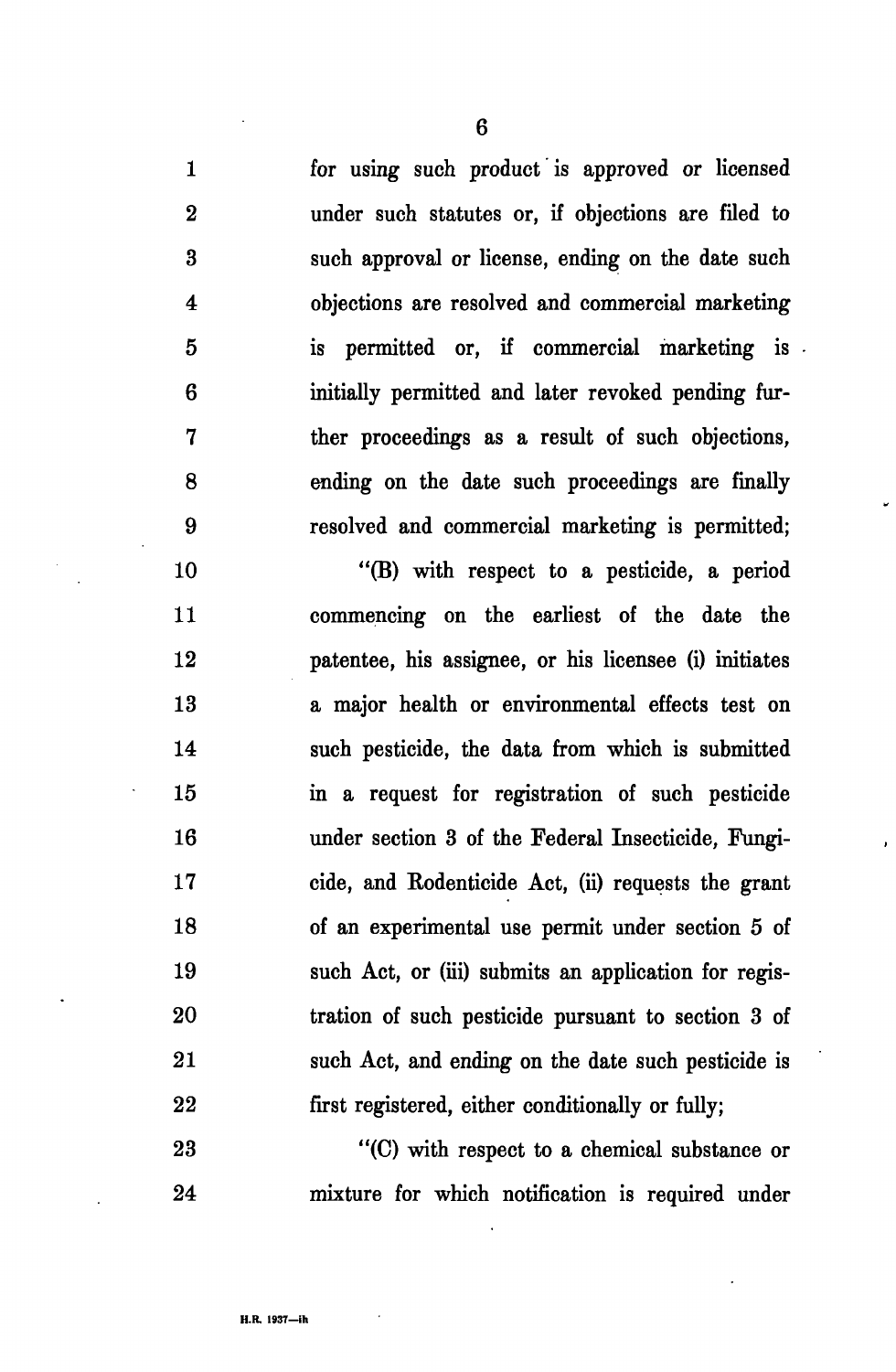for using such product is approved or licensed under such statutes or, if objections are filed to such approval or license, ending on the date such objections are resolved and commercial marketing is permitted or, if commercial marketing is initially permitted and later revoked pending further proceedings as a result of such objections, ending on the date such proceedings are finally resolved and commercial marketing is permitted;

"(B) with respect to a pesticide, a period commencing on the earliest of the date the patentee, his assignee, or his licensee (i) initiates a major health or environmental effects test on such pesticide, the data from which is submitted in a request for registration of such pesticide under section 3 of the Federal Insecticide, Fungicide, and Rodenticide Act, (ii) requests the grant of an experimental use permit under section 5 of such Act, or (iii) submits an application for registration of such pesticide pursuant to section 3 of such Act, and ending on the date such pesticide is first registered, either conditionally or fully;

"(C) with respect to a chemical substance or mixture for which notification is required under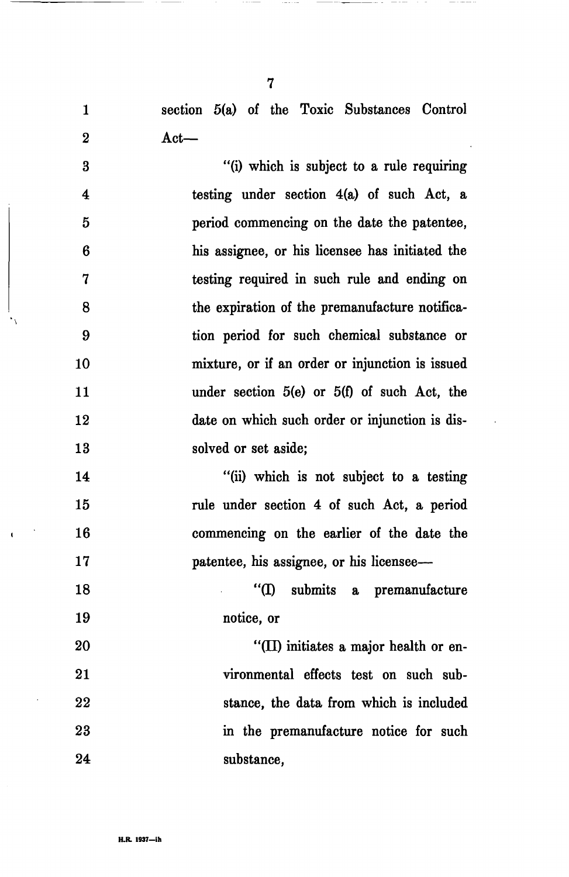section 5(a) of the Toxic Substances Control Act—

"(i) which is subject to a rule requiring testing under section 4(a) of such Act, a period commencing on the date the patentee, his assignee, or his licensee has initiated the testing required in such rule and ending on the expiration of the premanufacture notification period for such chemical substance or mixture, or if an order or injunction is issued under section 5(e) or 5(f) of such Act, the date on which such order or injunction is dissolved or set aside;

"(ii) which is not subject to a testing rule under section 4 of such Act, a period commencing on the earlier of the date the patentee, his assignee, or his licensee—

"(I) submits a premanufacture notice, or

"(II) initiates a major health or environmental effects test on such substance, the data from which is included in the premanufacture notice for such substance,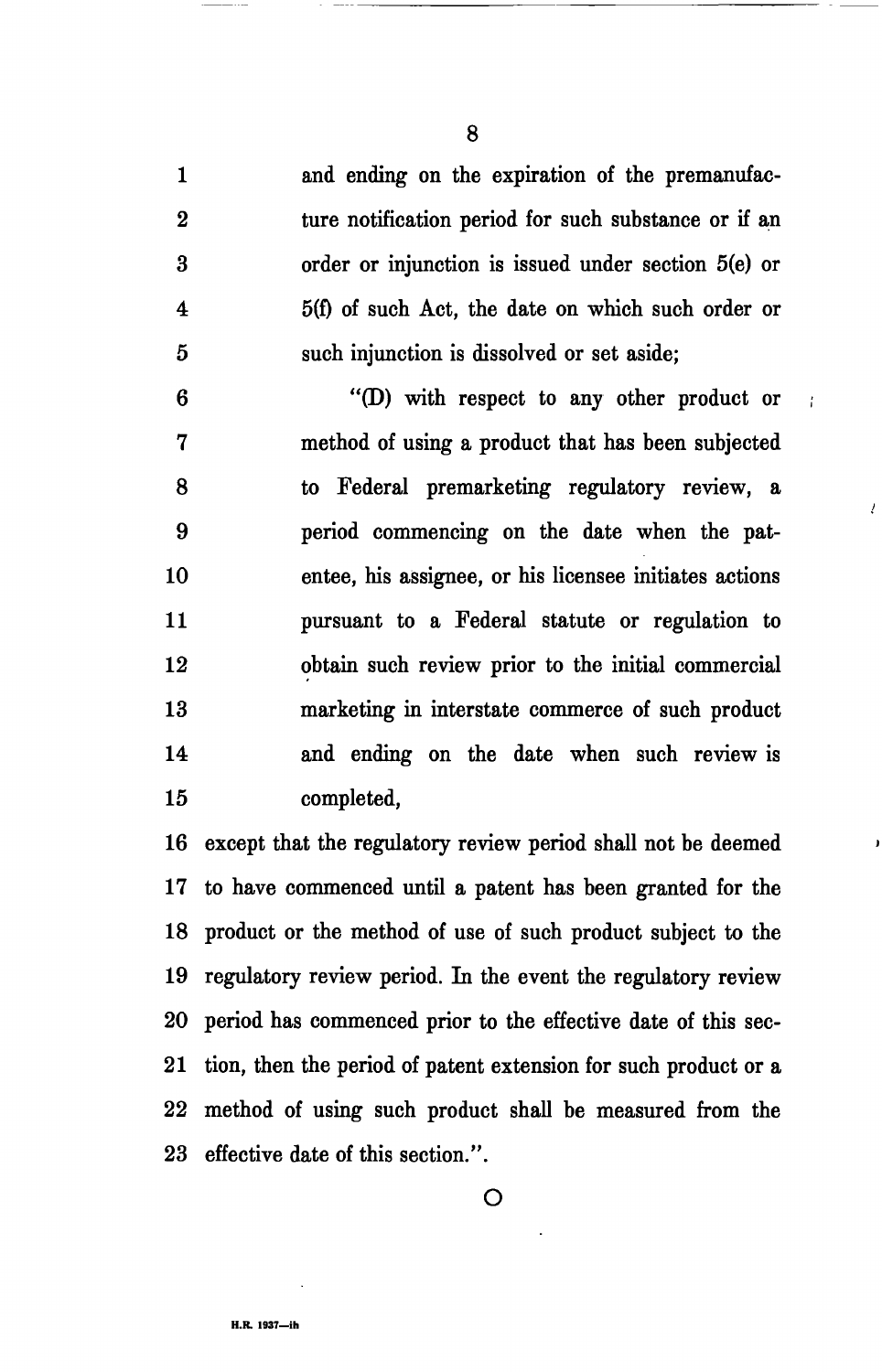and ending on the expiration of the premanufacture notification period for such substance or if an order or injunction is issued under section 5(e) or 5(f) of such Act, the date on which such order or such injunction is dissolved or set aside;

"(D) with respect to any other product or method of using a product that has been subjected to Federal premarketing regulatory review, a period commencing on the date when the patentee, his assignee, or his licensee initiates actions pursuant to a Federal statute or regulation to obtain such review prior to the initial commercial marketing in interstate commerce of such product and ending on the date when such review is completed,

except that the regulatory review period shall not be deemed to have commenced until a patent has been granted for the product or the method of use of such product subject to the regulatory review period. In the event the regulatory review period has commenced prior to the effective date of this section, then the period of patent extension for such product or a method of using such product shall be measured from the effective date of this section.".

O